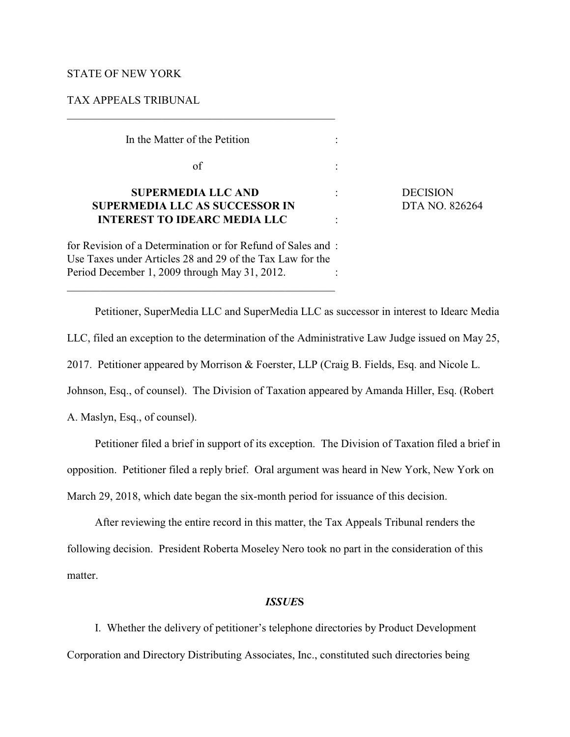STATE OF NEW YORK

TAX APPEALS TRIBUNAL

---

| | | |
|---|---|---|
| In the Matter of the Petition | : | |
| of | : | |
| **SUPERMEDIA LLC AND SUPERMEDIA LLC AS SUCCESSOR IN INTEREST TO IDEARC MEDIA LLC** | : | DECISION DTA NO. 826264 |
| for Revision of a Determination or for Refund of Sales and Use Taxes under Articles 28 and 29 of the Tax Law for the Period December 1, 2009 through May 31, 2012. | : | |

---

Petitioner, SuperMedia LLC and SuperMedia LLC as successor in interest to Idearc Media LLC, filed an exception to the determination of the Administrative Law Judge issued on May 25, 2017. Petitioner appeared by Morrison & Foerster, LLP (Craig B. Fields, Esq. and Nicole L. Johnson, Esq., of counsel). The Division of Taxation appeared by Amanda Hiller, Esq. (Robert A. Maslyn, Esq., of counsel).

Petitioner filed a brief in support of its exception. The Division of Taxation filed a brief in opposition. Petitioner filed a reply brief. Oral argument was heard in New York, New York on March 29, 2018, which date began the six-month period for issuance of this decision.

After reviewing the entire record in this matter, the Tax Appeals Tribunal renders the following decision. President Roberta Moseley Nero took no part in the consideration of this matter.

## *ISSUE*S

I. Whether the delivery of petitioner's telephone directories by Product Development Corporation and Directory Distributing Associates, Inc., constituted such directories being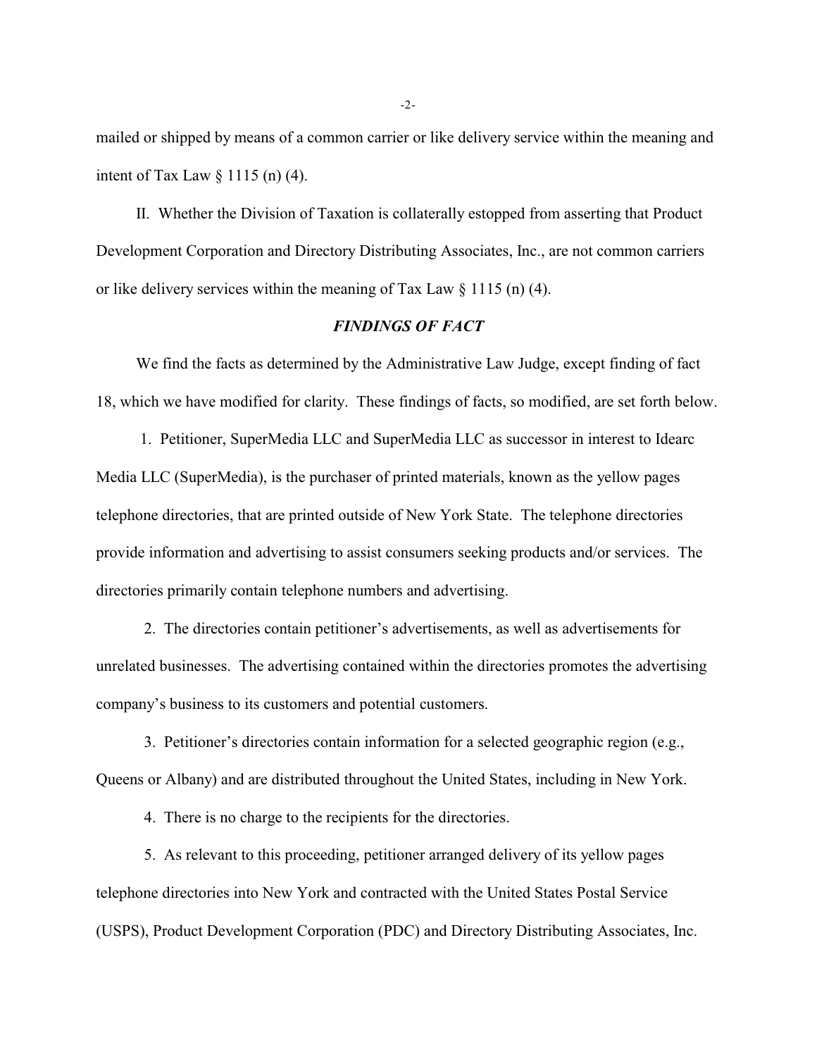mailed or shipped by means of a common carrier or like delivery service within the meaning and intent of Tax Law § 1115 (n) (4).

II. Whether the Division of Taxation is collaterally estopped from asserting that Product Development Corporation and Directory Distributing Associates, Inc., are not common carriers or like delivery services within the meaning of Tax Law § 1115 (n) (4).

## *FINDINGS OF FACT*

We find the facts as determined by the Administrative Law Judge, except finding of fact 18, which we have modified for clarity. These findings of facts, so modified, are set forth below.

1. Petitioner, SuperMedia LLC and SuperMedia LLC as successor in interest to Idearc Media LLC (SuperMedia), is the purchaser of printed materials, known as the yellow pages telephone directories, that are printed outside of New York State. The telephone directories provide information and advertising to assist consumers seeking products and/or services. The directories primarily contain telephone numbers and advertising.

2. The directories contain petitioner's advertisements, as well as advertisements for unrelated businesses. The advertising contained within the directories promotes the advertising company's business to its customers and potential customers.

3. Petitioner's directories contain information for a selected geographic region (e.g., Queens or Albany) and are distributed throughout the United States, including in New York.

4. There is no charge to the recipients for the directories.

5. As relevant to this proceeding, petitioner arranged delivery of its yellow pages telephone directories into New York and contracted with the United States Postal Service (USPS), Product Development Corporation (PDC) and Directory Distributing Associates, Inc.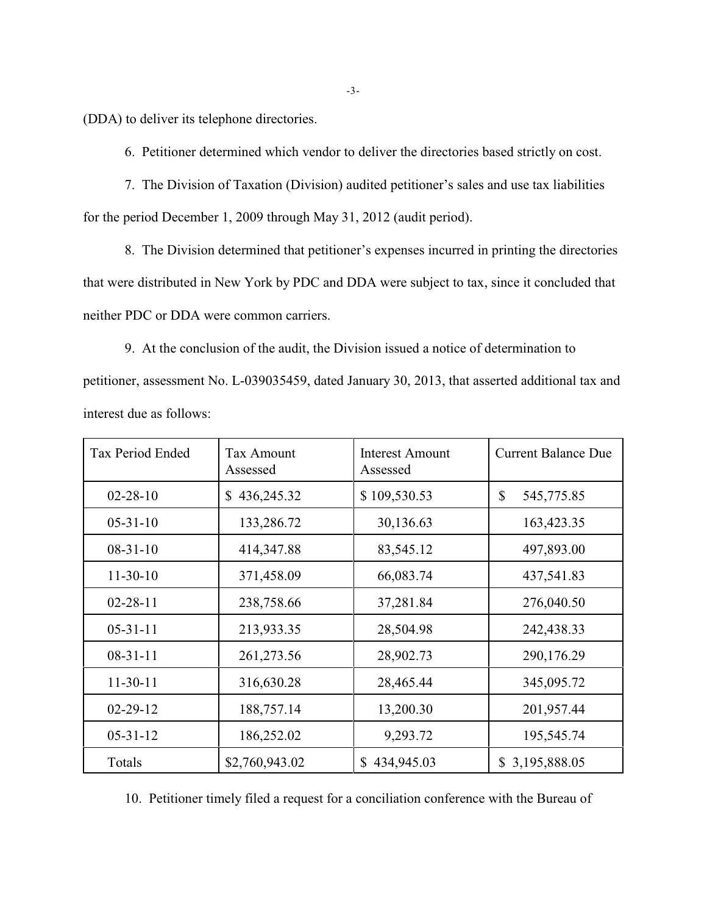(DDA) to deliver its telephone directories.

6. Petitioner determined which vendor to deliver the directories based strictly on cost.

7. The Division of Taxation (Division) audited petitioner's sales and use tax liabilities for the period December 1, 2009 through May 31, 2012 (audit period).

8. The Division determined that petitioner's expenses incurred in printing the directories that were distributed in New York by PDC and DDA were subject to tax, since it concluded that neither PDC or DDA were common carriers.

9. At the conclusion of the audit, the Division issued a notice of determination to petitioner, assessment No. L-039035459, dated January 30, 2013, that asserted additional tax and interest due as follows:

| Tax Period Ended | Tax Amount Assessed | Interest Amount Assessed | Current Balance Due |
|---|---|---|---|
| 02-28-10 | $ 436,245.32 | $ 109,530.53 | $ 545,775.85 |
| 05-31-10 | 133,286.72 | 30,136.63 | 163,423.35 |
| 08-31-10 | 414,347.88 | 83,545.12 | 497,893.00 |
| 11-30-10 | 371,458.09 | 66,083.74 | 437,541.83 |
| 02-28-11 | 238,758.66 | 37,281.84 | 276,040.50 |
| 05-31-11 | 213,933.35 | 28,504.98 | 242,438.33 |
| 08-31-11 | 261,273.56 | 28,902.73 | 290,176.29 |
| 11-30-11 | 316,630.28 | 28,465.44 | 345,095.72 |
| 02-29-12 | 188,757.14 | 13,200.30 | 201,957.44 |
| 05-31-12 | 186,252.02 | 9,293.72 | 195,545.74 |
| Totals | $2,760,943.02 | $ 434,945.03 | $ 3,195,888.05 |

10. Petitioner timely filed a request for a conciliation conference with the Bureau of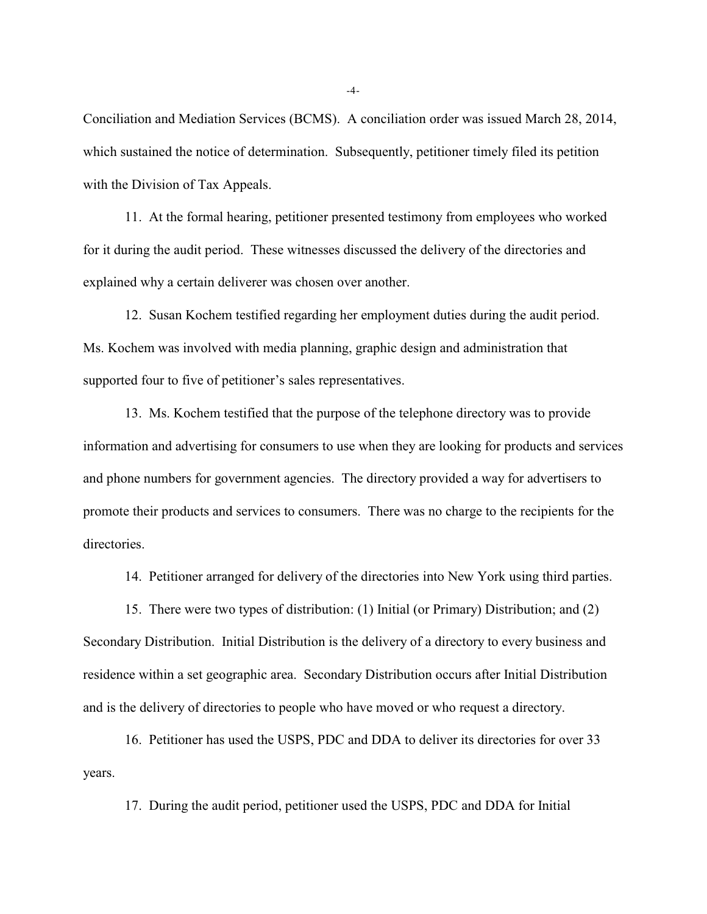Conciliation and Mediation Services (BCMS). A conciliation order was issued March 28, 2014, which sustained the notice of determination. Subsequently, petitioner timely filed its petition with the Division of Tax Appeals.

11. At the formal hearing, petitioner presented testimony from employees who worked for it during the audit period. These witnesses discussed the delivery of the directories and explained why a certain deliverer was chosen over another.

12. Susan Kochem testified regarding her employment duties during the audit period. Ms. Kochem was involved with media planning, graphic design and administration that supported four to five of petitioner's sales representatives.

13. Ms. Kochem testified that the purpose of the telephone directory was to provide information and advertising for consumers to use when they are looking for products and services and phone numbers for government agencies. The directory provided a way for advertisers to promote their products and services to consumers. There was no charge to the recipients for the directories.

14. Petitioner arranged for delivery of the directories into New York using third parties.

15. There were two types of distribution: (1) Initial (or Primary) Distribution; and (2) Secondary Distribution. Initial Distribution is the delivery of a directory to every business and residence within a set geographic area. Secondary Distribution occurs after Initial Distribution and is the delivery of directories to people who have moved or who request a directory.

16. Petitioner has used the USPS, PDC and DDA to deliver its directories for over 33 years.

17. During the audit period, petitioner used the USPS, PDC and DDA for Initial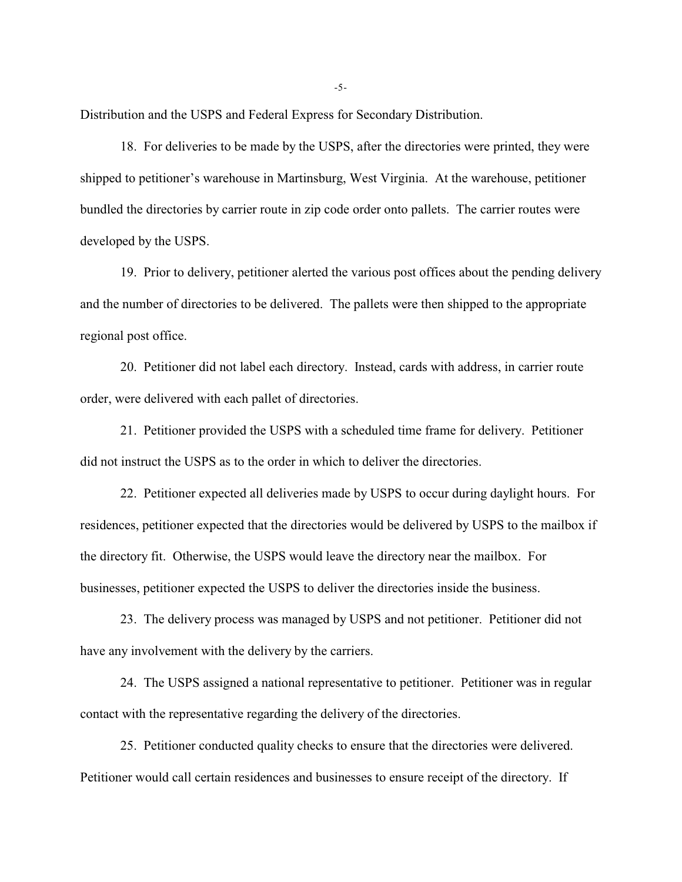Distribution and the USPS and Federal Express for Secondary Distribution.

18. For deliveries to be made by the USPS, after the directories were printed, they were shipped to petitioner's warehouse in Martinsburg, West Virginia. At the warehouse, petitioner bundled the directories by carrier route in zip code order onto pallets. The carrier routes were developed by the USPS.

19. Prior to delivery, petitioner alerted the various post offices about the pending delivery and the number of directories to be delivered. The pallets were then shipped to the appropriate regional post office.

20. Petitioner did not label each directory. Instead, cards with address, in carrier route order, were delivered with each pallet of directories.

21. Petitioner provided the USPS with a scheduled time frame for delivery. Petitioner did not instruct the USPS as to the order in which to deliver the directories.

22. Petitioner expected all deliveries made by USPS to occur during daylight hours. For residences, petitioner expected that the directories would be delivered by USPS to the mailbox if the directory fit. Otherwise, the USPS would leave the directory near the mailbox. For businesses, petitioner expected the USPS to deliver the directories inside the business.

23. The delivery process was managed by USPS and not petitioner. Petitioner did not have any involvement with the delivery by the carriers.

24. The USPS assigned a national representative to petitioner. Petitioner was in regular contact with the representative regarding the delivery of the directories.

25. Petitioner conducted quality checks to ensure that the directories were delivered. Petitioner would call certain residences and businesses to ensure receipt of the directory. If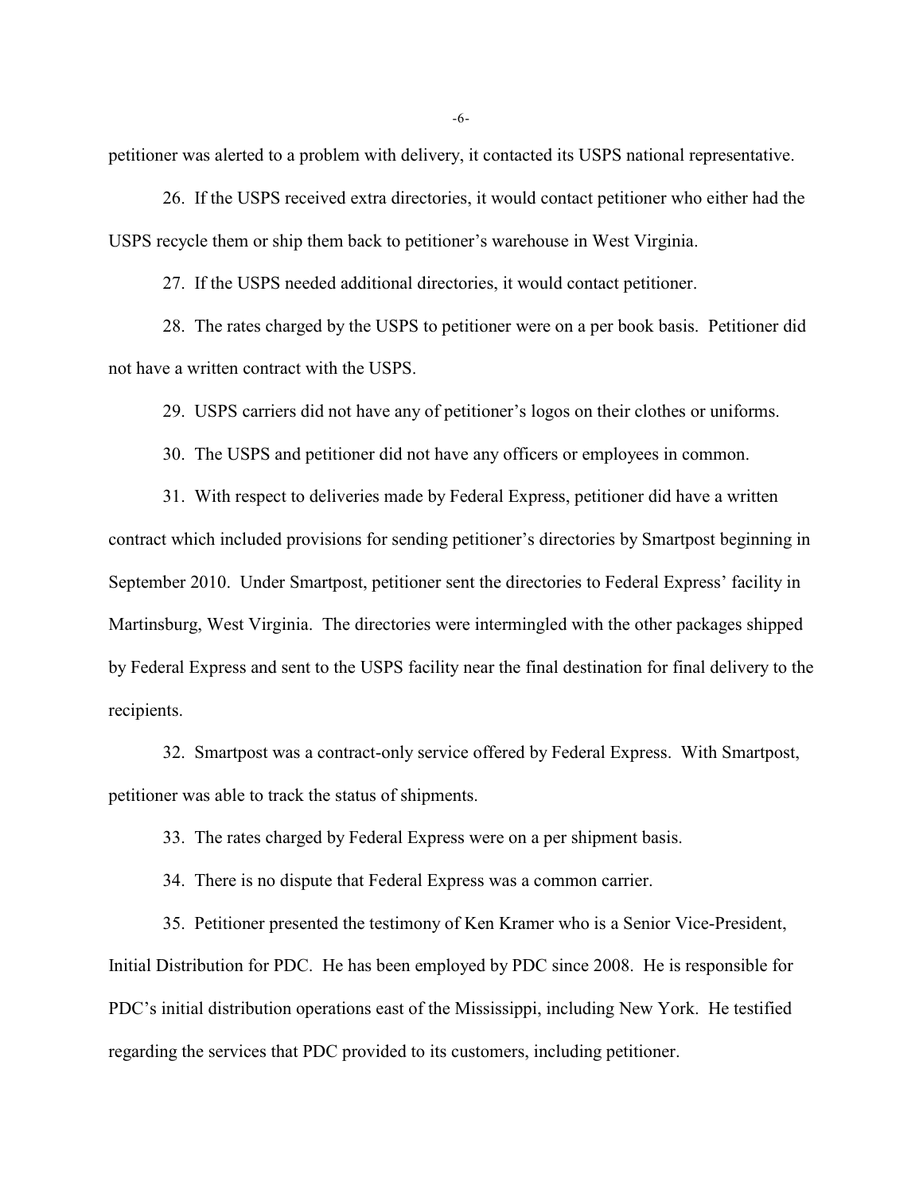petitioner was alerted to a problem with delivery, it contacted its USPS national representative.

26. If the USPS received extra directories, it would contact petitioner who either had the USPS recycle them or ship them back to petitioner's warehouse in West Virginia.

27. If the USPS needed additional directories, it would contact petitioner.

28. The rates charged by the USPS to petitioner were on a per book basis. Petitioner did not have a written contract with the USPS.

29. USPS carriers did not have any of petitioner's logos on their clothes or uniforms.

30. The USPS and petitioner did not have any officers or employees in common.

31. With respect to deliveries made by Federal Express, petitioner did have a written contract which included provisions for sending petitioner's directories by Smartpost beginning in September 2010. Under Smartpost, petitioner sent the directories to Federal Express' facility in Martinsburg, West Virginia. The directories were intermingled with the other packages shipped by Federal Express and sent to the USPS facility near the final destination for final delivery to the recipients.

32. Smartpost was a contract-only service offered by Federal Express. With Smartpost, petitioner was able to track the status of shipments.

33. The rates charged by Federal Express were on a per shipment basis.

34. There is no dispute that Federal Express was a common carrier.

35. Petitioner presented the testimony of Ken Kramer who is a Senior Vice-President, Initial Distribution for PDC. He has been employed by PDC since 2008. He is responsible for PDC's initial distribution operations east of the Mississippi, including New York. He testified regarding the services that PDC provided to its customers, including petitioner.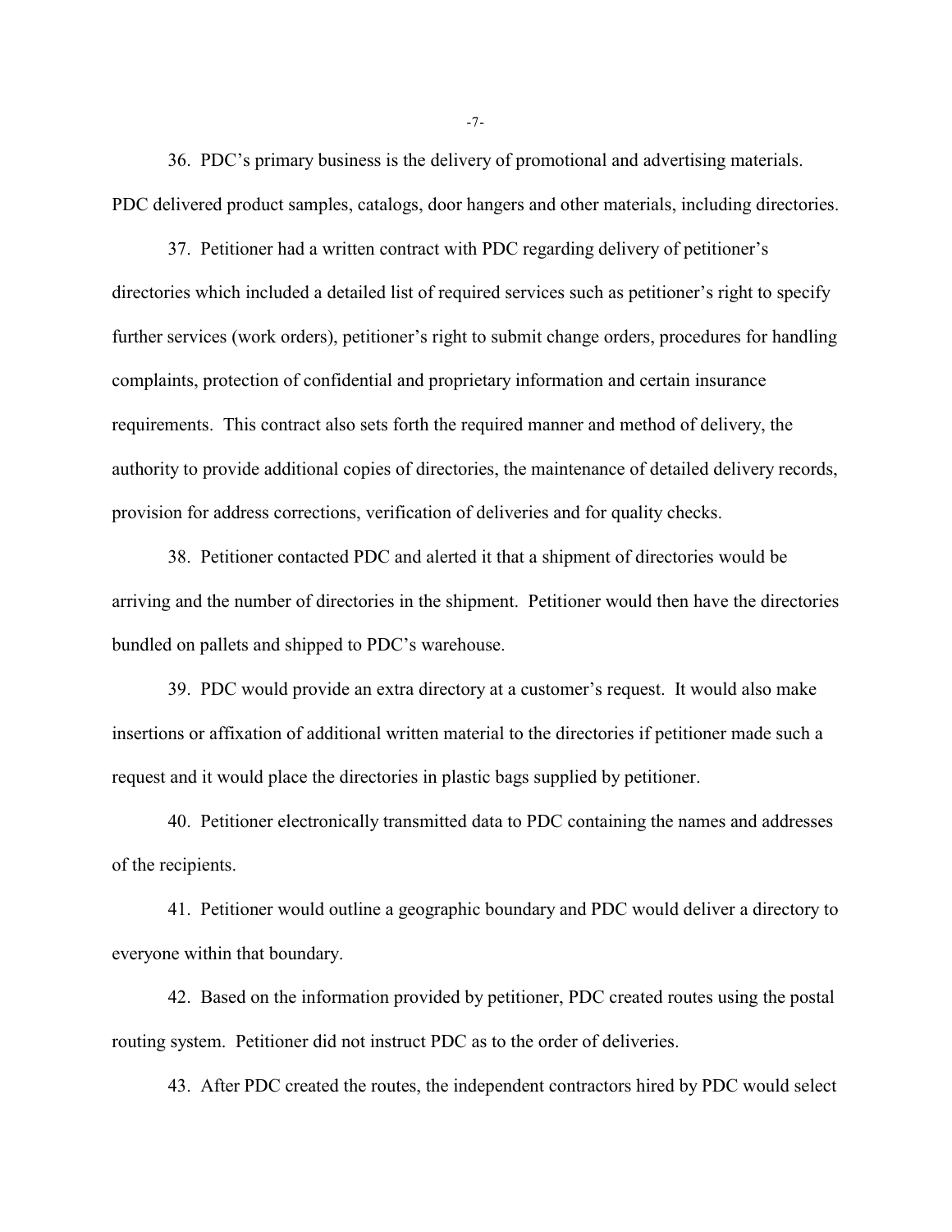36. PDC's primary business is the delivery of promotional and advertising materials. PDC delivered product samples, catalogs, door hangers and other materials, including directories.

37. Petitioner had a written contract with PDC regarding delivery of petitioner's directories which included a detailed list of required services such as petitioner's right to specify further services (work orders), petitioner's right to submit change orders, procedures for handling complaints, protection of confidential and proprietary information and certain insurance requirements. This contract also sets forth the required manner and method of delivery, the authority to provide additional copies of directories, the maintenance of detailed delivery records, provision for address corrections, verification of deliveries and for quality checks.

38. Petitioner contacted PDC and alerted it that a shipment of directories would be arriving and the number of directories in the shipment. Petitioner would then have the directories bundled on pallets and shipped to PDC's warehouse.

39. PDC would provide an extra directory at a customer's request. It would also make insertions or affixation of additional written material to the directories if petitioner made such a request and it would place the directories in plastic bags supplied by petitioner.

40. Petitioner electronically transmitted data to PDC containing the names and addresses of the recipients.

41. Petitioner would outline a geographic boundary and PDC would deliver a directory to everyone within that boundary.

42. Based on the information provided by petitioner, PDC created routes using the postal routing system. Petitioner did not instruct PDC as to the order of deliveries.

43. After PDC created the routes, the independent contractors hired by PDC would select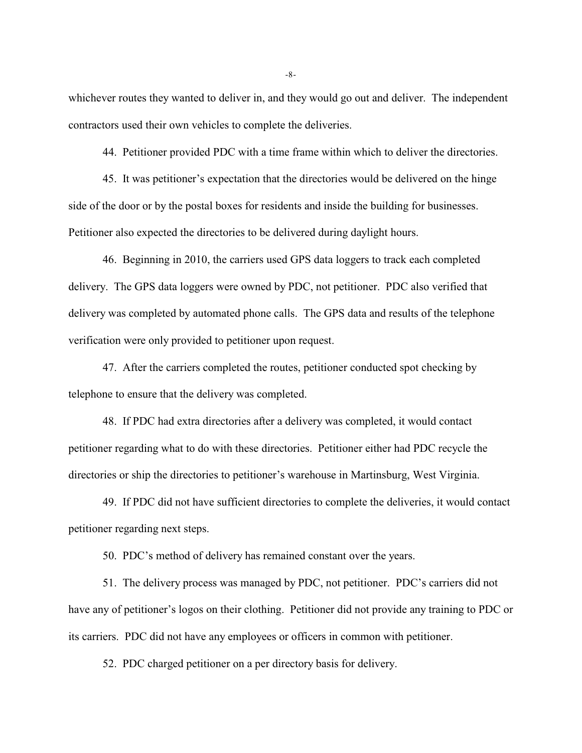whichever routes they wanted to deliver in, and they would go out and deliver. The independent contractors used their own vehicles to complete the deliveries.

44. Petitioner provided PDC with a time frame within which to deliver the directories.

45. It was petitioner's expectation that the directories would be delivered on the hinge side of the door or by the postal boxes for residents and inside the building for businesses. Petitioner also expected the directories to be delivered during daylight hours.

46. Beginning in 2010, the carriers used GPS data loggers to track each completed delivery. The GPS data loggers were owned by PDC, not petitioner. PDC also verified that delivery was completed by automated phone calls. The GPS data and results of the telephone verification were only provided to petitioner upon request.

47. After the carriers completed the routes, petitioner conducted spot checking by telephone to ensure that the delivery was completed.

48. If PDC had extra directories after a delivery was completed, it would contact petitioner regarding what to do with these directories. Petitioner either had PDC recycle the directories or ship the directories to petitioner's warehouse in Martinsburg, West Virginia.

49. If PDC did not have sufficient directories to complete the deliveries, it would contact petitioner regarding next steps.

50. PDC's method of delivery has remained constant over the years.

51. The delivery process was managed by PDC, not petitioner. PDC's carriers did not have any of petitioner's logos on their clothing. Petitioner did not provide any training to PDC or its carriers. PDC did not have any employees or officers in common with petitioner.

52. PDC charged petitioner on a per directory basis for delivery.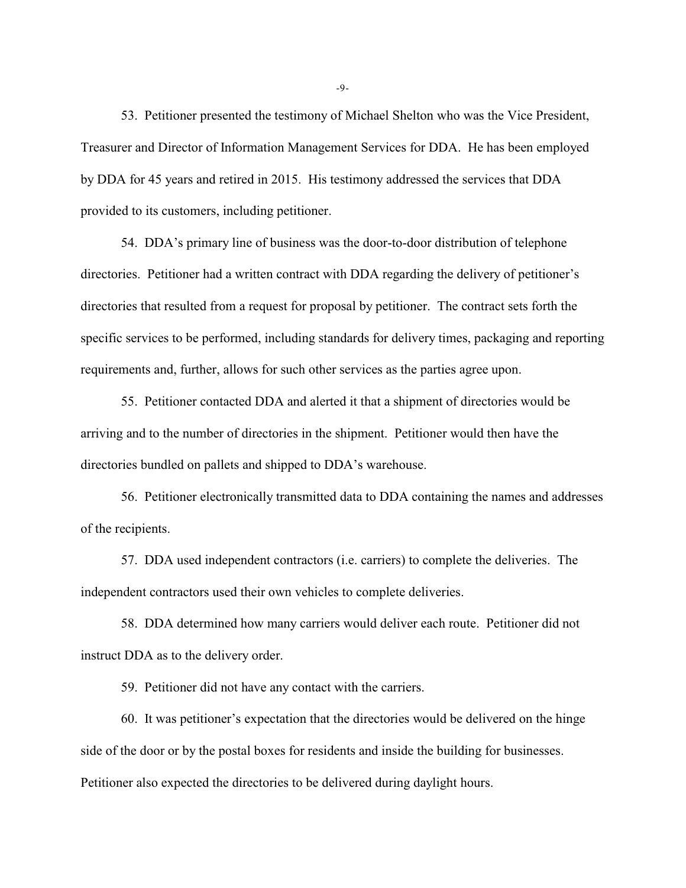53. Petitioner presented the testimony of Michael Shelton who was the Vice President, Treasurer and Director of Information Management Services for DDA. He has been employed by DDA for 45 years and retired in 2015. His testimony addressed the services that DDA provided to its customers, including petitioner.

54. DDA's primary line of business was the door-to-door distribution of telephone directories. Petitioner had a written contract with DDA regarding the delivery of petitioner's directories that resulted from a request for proposal by petitioner. The contract sets forth the specific services to be performed, including standards for delivery times, packaging and reporting requirements and, further, allows for such other services as the parties agree upon.

55. Petitioner contacted DDA and alerted it that a shipment of directories would be arriving and to the number of directories in the shipment. Petitioner would then have the directories bundled on pallets and shipped to DDA's warehouse.

56. Petitioner electronically transmitted data to DDA containing the names and addresses of the recipients.

57. DDA used independent contractors (i.e. carriers) to complete the deliveries. The independent contractors used their own vehicles to complete deliveries.

58. DDA determined how many carriers would deliver each route. Petitioner did not instruct DDA as to the delivery order.

59. Petitioner did not have any contact with the carriers.

60. It was petitioner's expectation that the directories would be delivered on the hinge side of the door or by the postal boxes for residents and inside the building for businesses. Petitioner also expected the directories to be delivered during daylight hours.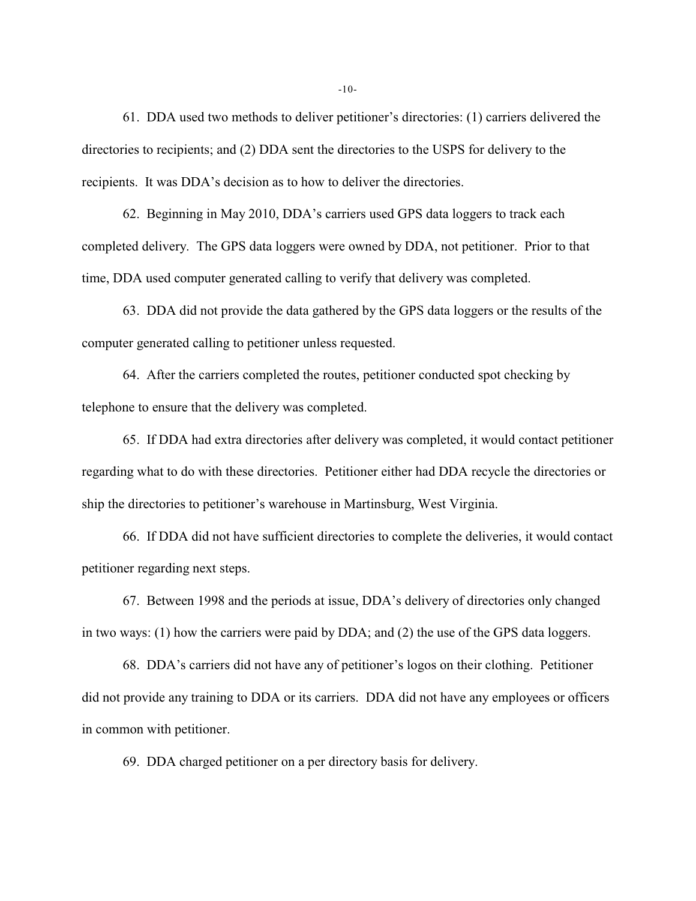61. DDA used two methods to deliver petitioner's directories: (1) carriers delivered the directories to recipients; and (2) DDA sent the directories to the USPS for delivery to the recipients. It was DDA's decision as to how to deliver the directories.

62. Beginning in May 2010, DDA's carriers used GPS data loggers to track each completed delivery. The GPS data loggers were owned by DDA, not petitioner. Prior to that time, DDA used computer generated calling to verify that delivery was completed.

63. DDA did not provide the data gathered by the GPS data loggers or the results of the computer generated calling to petitioner unless requested.

64. After the carriers completed the routes, petitioner conducted spot checking by telephone to ensure that the delivery was completed.

65. If DDA had extra directories after delivery was completed, it would contact petitioner regarding what to do with these directories. Petitioner either had DDA recycle the directories or ship the directories to petitioner's warehouse in Martinsburg, West Virginia.

66. If DDA did not have sufficient directories to complete the deliveries, it would contact petitioner regarding next steps.

67. Between 1998 and the periods at issue, DDA's delivery of directories only changed in two ways: (1) how the carriers were paid by DDA; and (2) the use of the GPS data loggers.

68. DDA's carriers did not have any of petitioner's logos on their clothing. Petitioner did not provide any training to DDA or its carriers. DDA did not have any employees or officers in common with petitioner.

69. DDA charged petitioner on a per directory basis for delivery.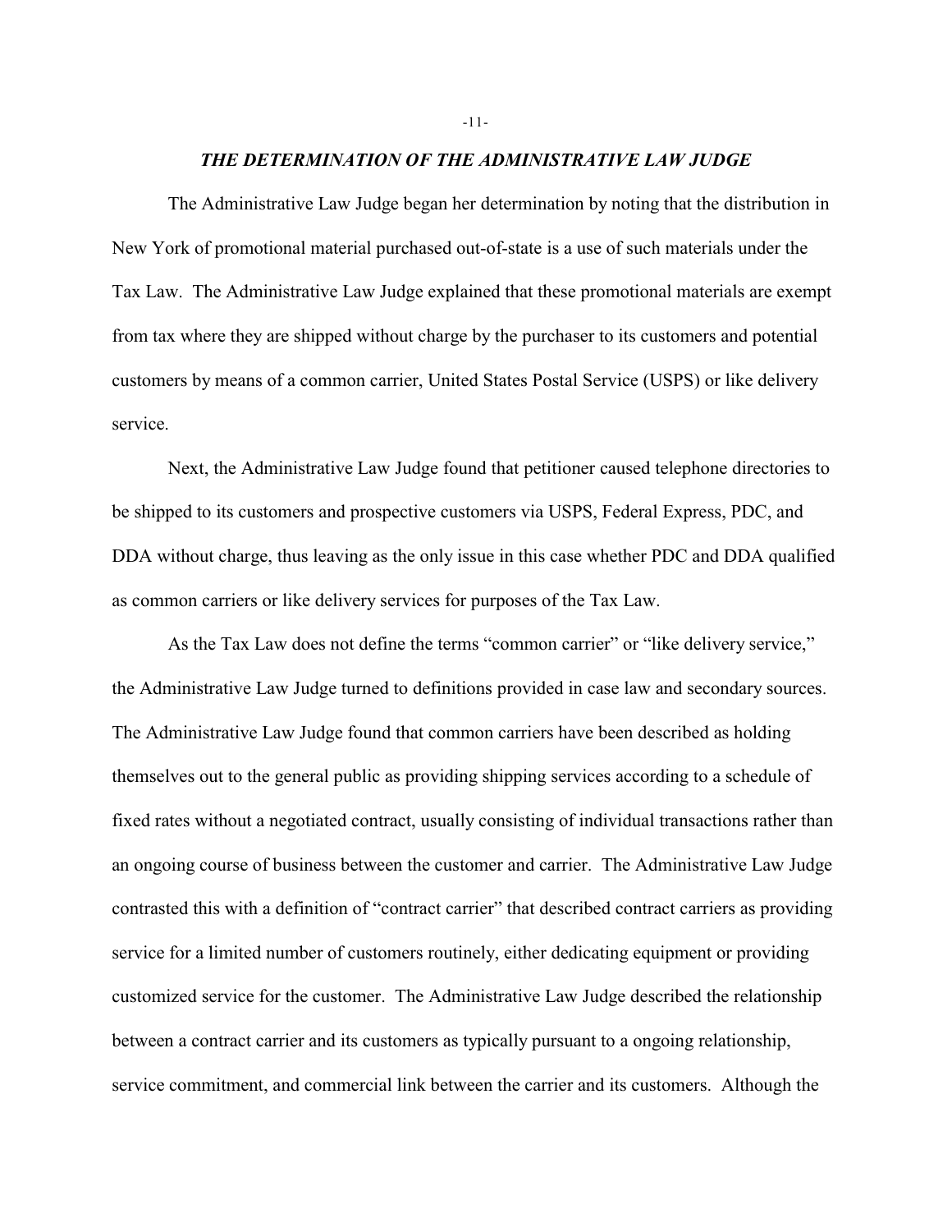## *THE DETERMINATION OF THE ADMINISTRATIVE LAW JUDGE*

The Administrative Law Judge began her determination by noting that the distribution in New York of promotional material purchased out-of-state is a use of such materials under the Tax Law. The Administrative Law Judge explained that these promotional materials are exempt from tax where they are shipped without charge by the purchaser to its customers and potential customers by means of a common carrier, United States Postal Service (USPS) or like delivery service.

Next, the Administrative Law Judge found that petitioner caused telephone directories to be shipped to its customers and prospective customers via USPS, Federal Express, PDC, and DDA without charge, thus leaving as the only issue in this case whether PDC and DDA qualified as common carriers or like delivery services for purposes of the Tax Law.

As the Tax Law does not define the terms "common carrier" or "like delivery service," the Administrative Law Judge turned to definitions provided in case law and secondary sources. The Administrative Law Judge found that common carriers have been described as holding themselves out to the general public as providing shipping services according to a schedule of fixed rates without a negotiated contract, usually consisting of individual transactions rather than an ongoing course of business between the customer and carrier. The Administrative Law Judge contrasted this with a definition of "contract carrier" that described contract carriers as providing service for a limited number of customers routinely, either dedicating equipment or providing customized service for the customer. The Administrative Law Judge described the relationship between a contract carrier and its customers as typically pursuant to a ongoing relationship, service commitment, and commercial link between the carrier and its customers. Although the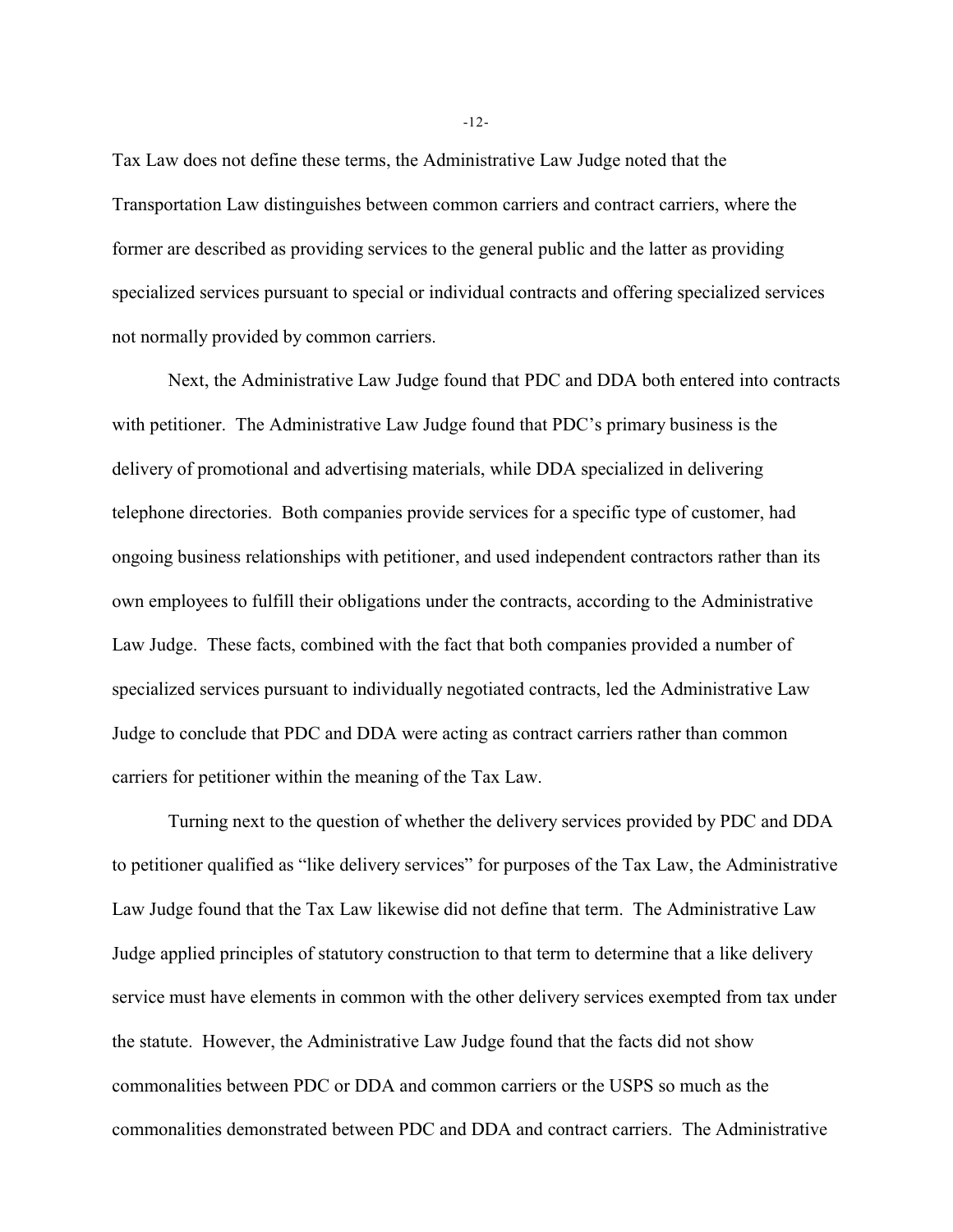Tax Law does not define these terms, the Administrative Law Judge noted that the Transportation Law distinguishes between common carriers and contract carriers, where the former are described as providing services to the general public and the latter as providing specialized services pursuant to special or individual contracts and offering specialized services not normally provided by common carriers.

Next, the Administrative Law Judge found that PDC and DDA both entered into contracts with petitioner. The Administrative Law Judge found that PDC's primary business is the delivery of promotional and advertising materials, while DDA specialized in delivering telephone directories. Both companies provide services for a specific type of customer, had ongoing business relationships with petitioner, and used independent contractors rather than its own employees to fulfill their obligations under the contracts, according to the Administrative Law Judge. These facts, combined with the fact that both companies provided a number of specialized services pursuant to individually negotiated contracts, led the Administrative Law Judge to conclude that PDC and DDA were acting as contract carriers rather than common carriers for petitioner within the meaning of the Tax Law.

Turning next to the question of whether the delivery services provided by PDC and DDA to petitioner qualified as "like delivery services" for purposes of the Tax Law, the Administrative Law Judge found that the Tax Law likewise did not define that term. The Administrative Law Judge applied principles of statutory construction to that term to determine that a like delivery service must have elements in common with the other delivery services exempted from tax under the statute. However, the Administrative Law Judge found that the facts did not show commonalities between PDC or DDA and common carriers or the USPS so much as the commonalities demonstrated between PDC and DDA and contract carriers. The Administrative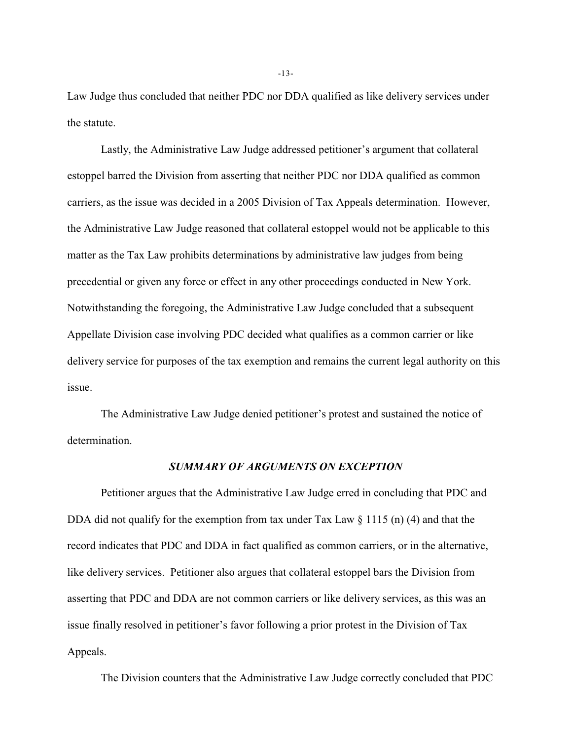Law Judge thus concluded that neither PDC nor DDA qualified as like delivery services under the statute.

Lastly, the Administrative Law Judge addressed petitioner's argument that collateral estoppel barred the Division from asserting that neither PDC nor DDA qualified as common carriers, as the issue was decided in a 2005 Division of Tax Appeals determination. However, the Administrative Law Judge reasoned that collateral estoppel would not be applicable to this matter as the Tax Law prohibits determinations by administrative law judges from being precedential or given any force or effect in any other proceedings conducted in New York. Notwithstanding the foregoing, the Administrative Law Judge concluded that a subsequent Appellate Division case involving PDC decided what qualifies as a common carrier or like delivery service for purposes of the tax exemption and remains the current legal authority on this issue.

The Administrative Law Judge denied petitioner's protest and sustained the notice of determination.

### *SUMMARY OF ARGUMENTS ON EXCEPTION*

Petitioner argues that the Administrative Law Judge erred in concluding that PDC and DDA did not qualify for the exemption from tax under Tax Law § 1115 (n) (4) and that the record indicates that PDC and DDA in fact qualified as common carriers, or in the alternative, like delivery services. Petitioner also argues that collateral estoppel bars the Division from asserting that PDC and DDA are not common carriers or like delivery services, as this was an issue finally resolved in petitioner's favor following a prior protest in the Division of Tax Appeals.

The Division counters that the Administrative Law Judge correctly concluded that PDC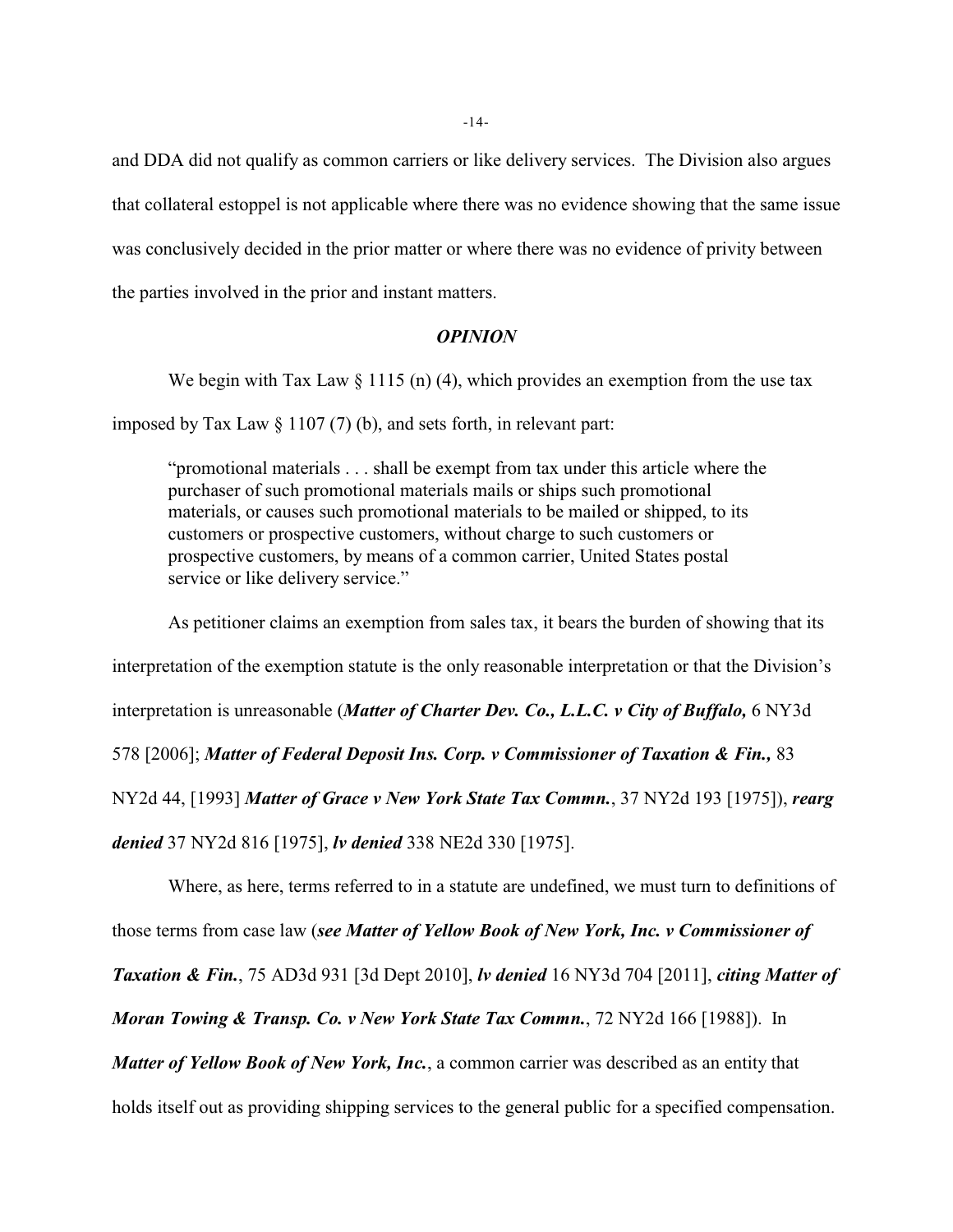and DDA did not qualify as common carriers or like delivery services. The Division also argues that collateral estoppel is not applicable where there was no evidence showing that the same issue was conclusively decided in the prior matter or where there was no evidence of privity between the parties involved in the prior and instant matters.

### *OPINION*

We begin with Tax Law § 1115 (n) (4), which provides an exemption from the use tax imposed by Tax Law § 1107 (7) (b), and sets forth, in relevant part:

> "promotional materials . . . shall be exempt from tax under this article where the purchaser of such promotional materials mails or ships such promotional materials, or causes such promotional materials to be mailed or shipped, to its customers or prospective customers, without charge to such customers or prospective customers, by means of a common carrier, United States postal service or like delivery service."

As petitioner claims an exemption from sales tax, it bears the burden of showing that its interpretation of the exemption statute is the only reasonable interpretation or that the Division's interpretation is unreasonable (***Matter of Charter Dev. Co., L.L.C. v City of Buffalo,*** 6 NY3d 578 [2006]; ***Matter of Federal Deposit Ins. Corp. v Commissioner of Taxation & Fin.,*** 83 NY2d 44, [1993] ***Matter of Grace v New York State Tax Commn.***, 37 NY2d 193 [1975]), ***rearg denied*** 37 NY2d 816 [1975], ***lv denied*** 338 NE2d 330 [1975].

Where, as here, terms referred to in a statute are undefined, we must turn to definitions of those terms from case law (***see Matter of Yellow Book of New York, Inc. v Commissioner of Taxation & Fin.***, 75 AD3d 931 [3d Dept 2010], ***lv denied*** 16 NY3d 704 [2011], ***citing Matter of Moran Towing & Transp. Co. v New York State Tax Commn.***, 72 NY2d 166 [1988]). In ***Matter of Yellow Book of New York, Inc.***, a common carrier was described as an entity that holds itself out as providing shipping services to the general public for a specified compensation.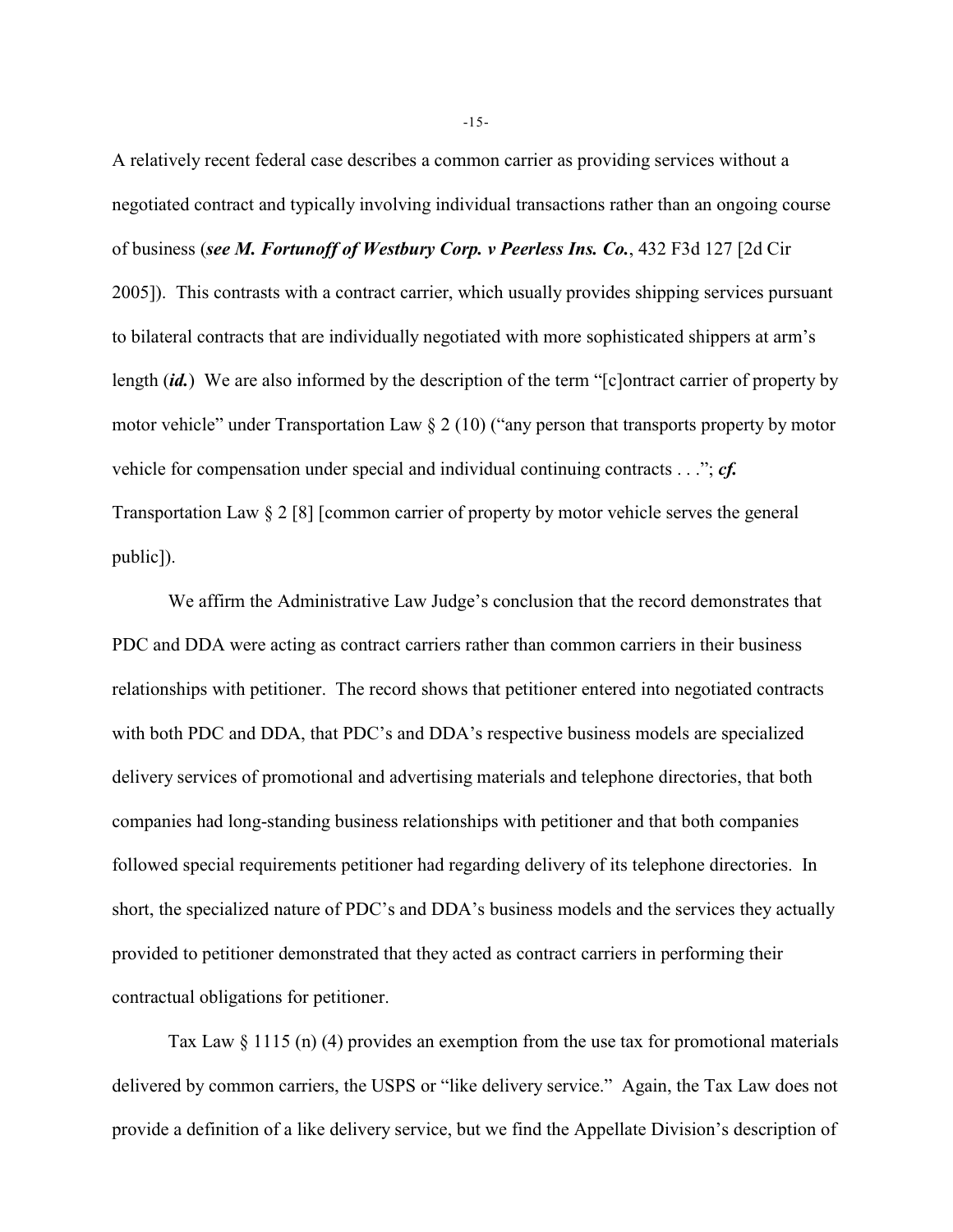A relatively recent federal case describes a common carrier as providing services without a negotiated contract and typically involving individual transactions rather than an ongoing course of business (***see M. Fortunoff of Westbury Corp. v Peerless Ins. Co.***, 432 F3d 127 [2d Cir 2005]). This contrasts with a contract carrier, which usually provides shipping services pursuant to bilateral contracts that are individually negotiated with more sophisticated shippers at arm's length (***id.***) We are also informed by the description of the term "[c]ontract carrier of property by motor vehicle" under Transportation Law § 2 (10) ("any person that transports property by motor vehicle for compensation under special and individual continuing contracts . . ."; ***cf.*** Transportation Law § 2 [8] [common carrier of property by motor vehicle serves the general public]).

We affirm the Administrative Law Judge's conclusion that the record demonstrates that PDC and DDA were acting as contract carriers rather than common carriers in their business relationships with petitioner. The record shows that petitioner entered into negotiated contracts with both PDC and DDA, that PDC's and DDA's respective business models are specialized delivery services of promotional and advertising materials and telephone directories, that both companies had long-standing business relationships with petitioner and that both companies followed special requirements petitioner had regarding delivery of its telephone directories. In short, the specialized nature of PDC's and DDA's business models and the services they actually provided to petitioner demonstrated that they acted as contract carriers in performing their contractual obligations for petitioner.

Tax Law § 1115 (n) (4) provides an exemption from the use tax for promotional materials delivered by common carriers, the USPS or "like delivery service." Again, the Tax Law does not provide a definition of a like delivery service, but we find the Appellate Division's description of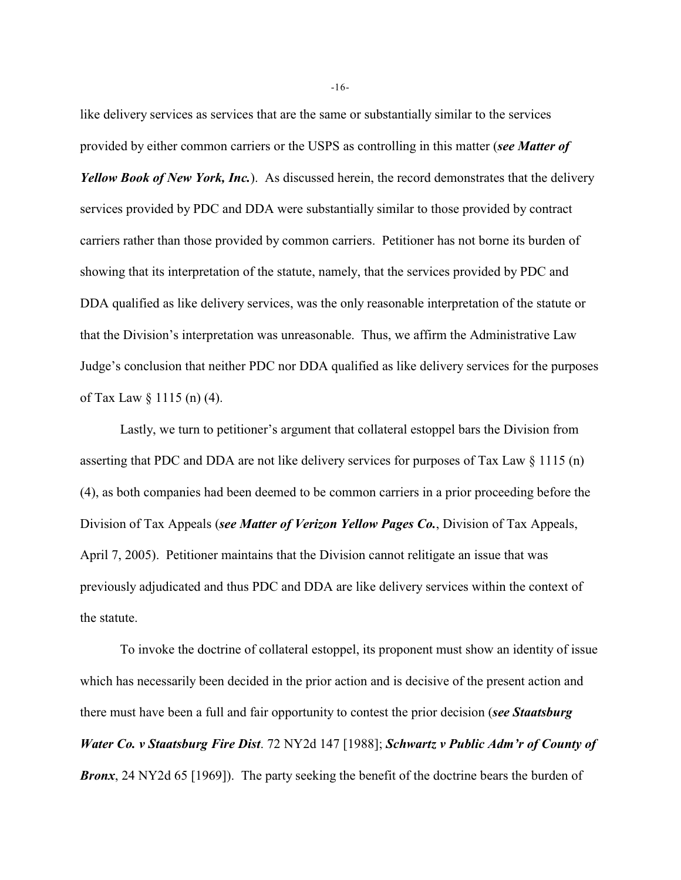like delivery services as services that are the same or substantially similar to the services provided by either common carriers or the USPS as controlling in this matter (***see Matter of Yellow Book of New York, Inc.***). As discussed herein, the record demonstrates that the delivery services provided by PDC and DDA were substantially similar to those provided by contract carriers rather than those provided by common carriers. Petitioner has not borne its burden of showing that its interpretation of the statute, namely, that the services provided by PDC and DDA qualified as like delivery services, was the only reasonable interpretation of the statute or that the Division's interpretation was unreasonable. Thus, we affirm the Administrative Law Judge's conclusion that neither PDC nor DDA qualified as like delivery services for the purposes of Tax Law § 1115 (n) (4).

Lastly, we turn to petitioner's argument that collateral estoppel bars the Division from asserting that PDC and DDA are not like delivery services for purposes of Tax Law § 1115 (n) (4), as both companies had been deemed to be common carriers in a prior proceeding before the Division of Tax Appeals (***see Matter of Verizon Yellow Pages Co.***, Division of Tax Appeals, April 7, 2005). Petitioner maintains that the Division cannot relitigate an issue that was previously adjudicated and thus PDC and DDA are like delivery services within the context of the statute.

To invoke the doctrine of collateral estoppel, its proponent must show an identity of issue which has necessarily been decided in the prior action and is decisive of the present action and there must have been a full and fair opportunity to contest the prior decision (***see Staatsburg Water Co. v Staatsburg Fire Dist***. 72 NY2d 147 [1988]; ***Schwartz v Public Adm'r of County of Bronx***, 24 NY2d 65 [1969]). The party seeking the benefit of the doctrine bears the burden of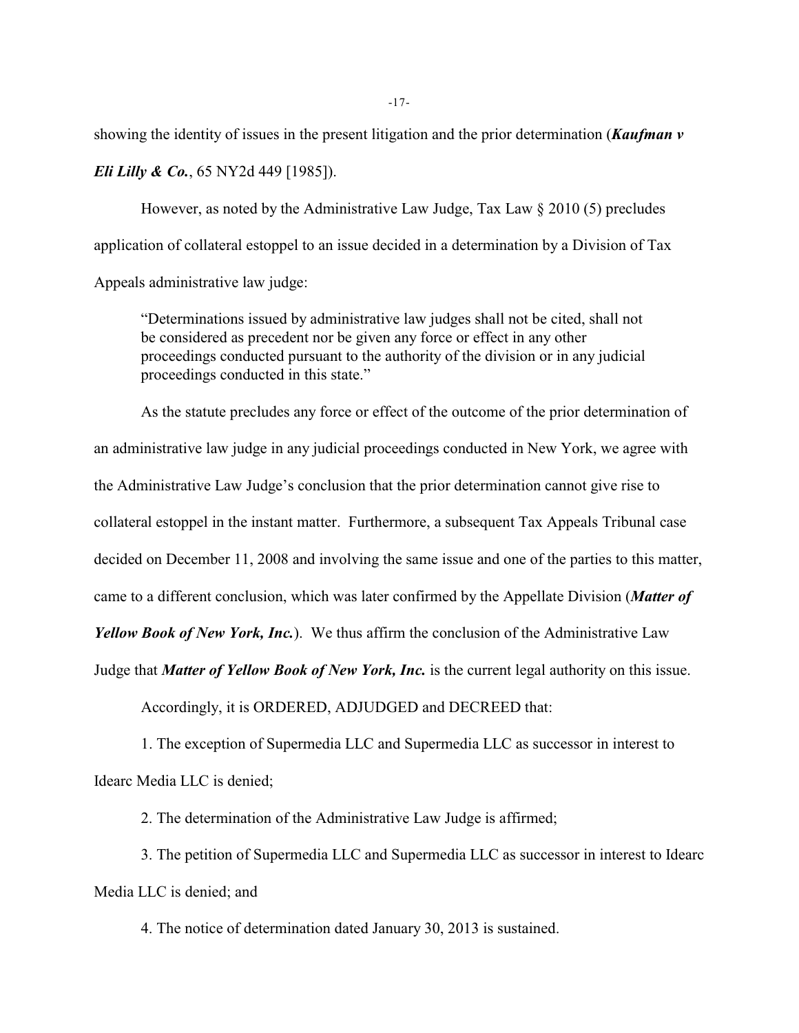showing the identity of issues in the present litigation and the prior determination (***Kaufman v Eli Lilly & Co.***, 65 NY2d 449 [1985]).

However, as noted by the Administrative Law Judge, Tax Law § 2010 (5) precludes application of collateral estoppel to an issue decided in a determination by a Division of Tax Appeals administrative law judge:

> "Determinations issued by administrative law judges shall not be cited, shall not be considered as precedent nor be given any force or effect in any other proceedings conducted pursuant to the authority of the division or in any judicial proceedings conducted in this state."

As the statute precludes any force or effect of the outcome of the prior determination of an administrative law judge in any judicial proceedings conducted in New York, we agree with the Administrative Law Judge's conclusion that the prior determination cannot give rise to collateral estoppel in the instant matter. Furthermore, a subsequent Tax Appeals Tribunal case decided on December 11, 2008 and involving the same issue and one of the parties to this matter, came to a different conclusion, which was later confirmed by the Appellate Division (***Matter of Yellow Book of New York, Inc.***). We thus affirm the conclusion of the Administrative Law Judge that ***Matter of Yellow Book of New York, Inc.*** is the current legal authority on this issue.

Accordingly, it is ORDERED, ADJUDGED and DECREED that:

1. The exception of Supermedia LLC and Supermedia LLC as successor in interest to Idearc Media LLC is denied;

2. The determination of the Administrative Law Judge is affirmed;

3. The petition of Supermedia LLC and Supermedia LLC as successor in interest to Idearc Media LLC is denied; and

4. The notice of determination dated January 30, 2013 is sustained.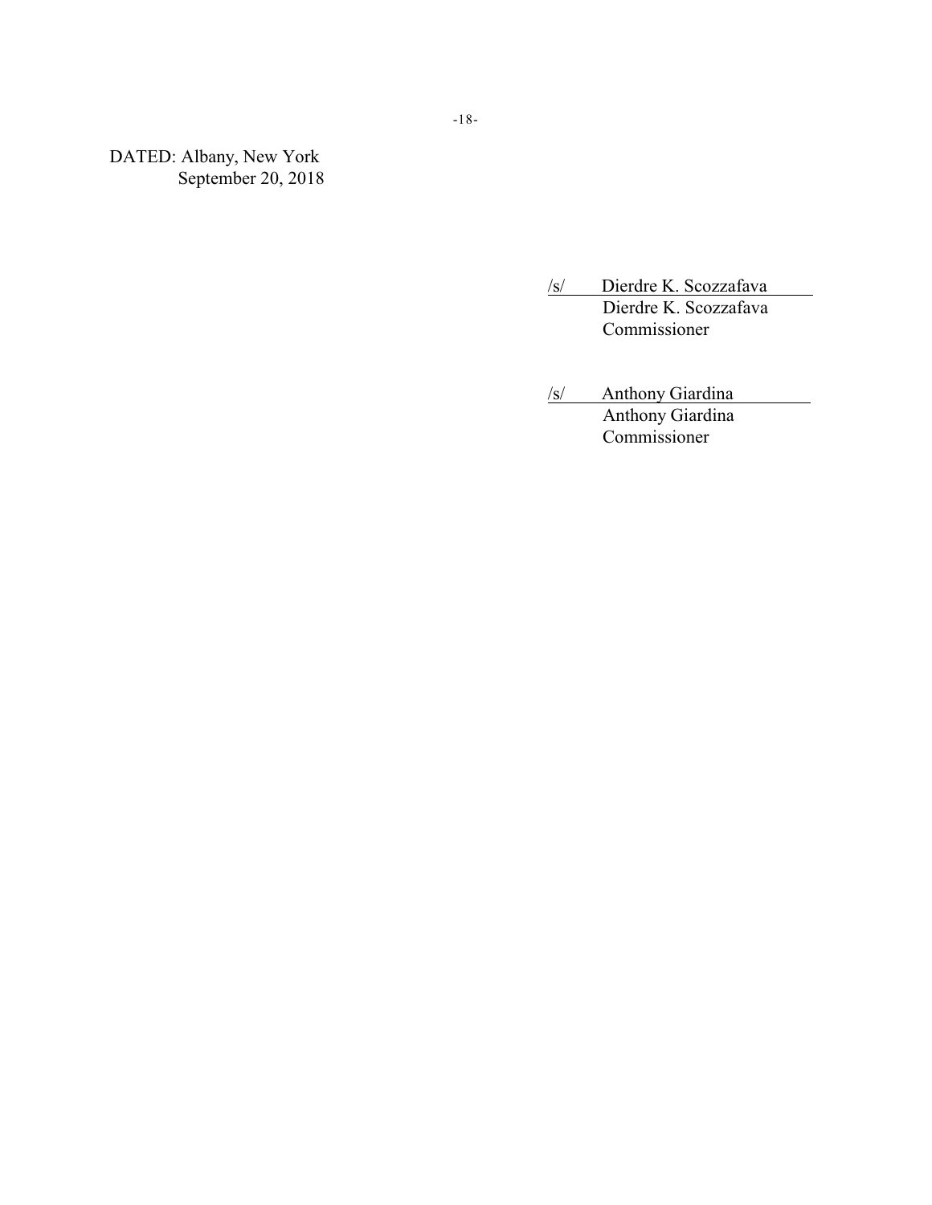DATED: Albany, New York
September 20, 2018

/s/ Dierdre K. Scozzafava
Dierdre K. Scozzafava
Commissioner

/s/ Anthony Giardina
Anthony Giardina
Commissioner